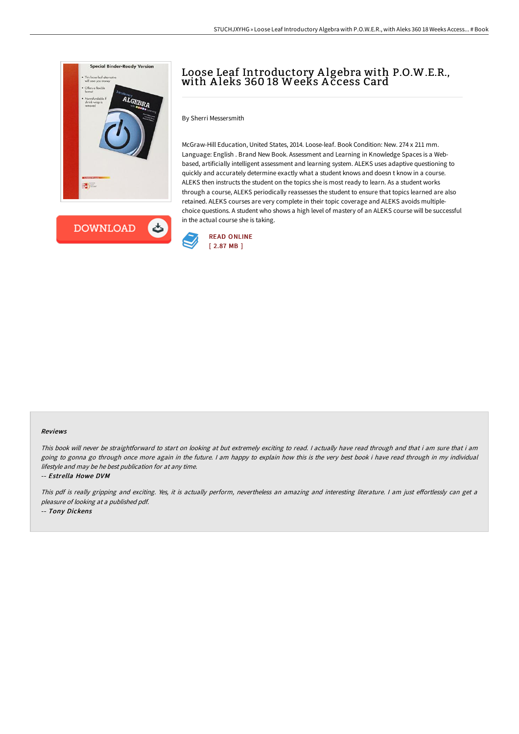# Loose Leaf Introductory Algebra with P.O.W.E.R., with Aleks 360 18 Weeks Access Card

By Sherri Messersmith

McGraw-Hill Education, United States, 2014. Loose-leaf. Book Condition: New. 274 x 211 mm. Language: English . Brand New Book. Assessment and Learning in Knowledge Spaces is a Web-based, artificially intelligent assessment and learning system. ALEKS uses adaptive questioning to quickly and accurately determine exactly what a student knows and doesn t know in a course. ALEKS then instructs the student on the topics she is most ready to learn. As a student works through a course, ALEKS periodically reassesses the student to ensure that topics learned are also retained. ALEKS courses are very complete in their topic coverage and ALEKS avoids multiple-choice questions. A student who shows a high level of mastery of an ALEKS course will be successful in the actual course she is taking.

DOWNLOAD

READ ONLINE
[ 2.87 MB ]

## Reviews

*This book will never be straightforward to start on looking at but extremely exciting to read. I actually have read through and that i am sure that i am going to gonna go through once more again in the future. I am happy to explain how this is the very best book i have read through in my individual lifestyle and may be he best publication for at any time.*

-- ***Estrella Howe DVM***

*This pdf is really gripping and exciting. Yes, it is actually perform, nevertheless an amazing and interesting literature. I am just effortlessly can get a pleasure of looking at a published pdf.*

-- ***Tony Dickens***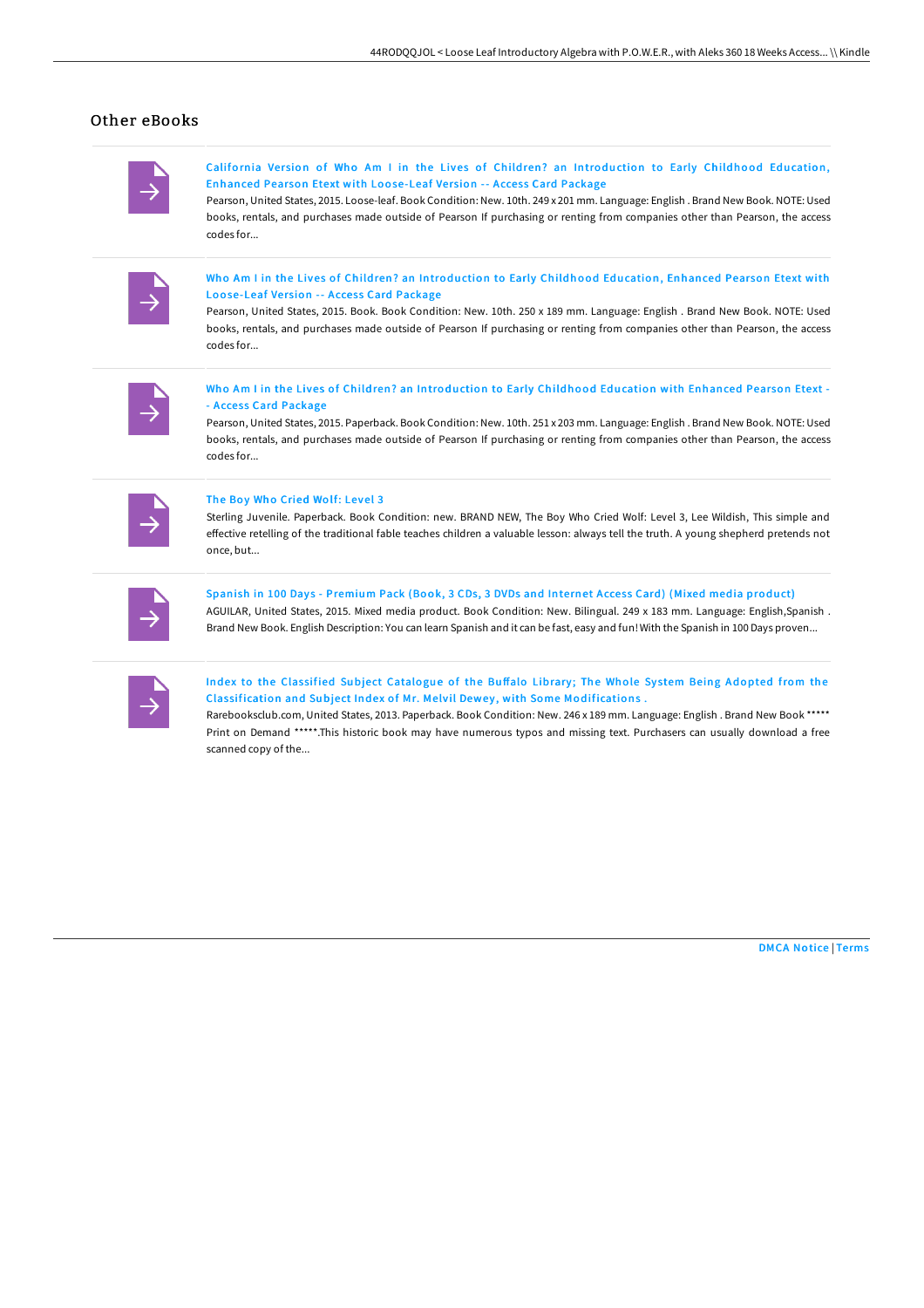## Other eBooks

**California Version of Who Am I in the Lives of Children? an Introduction to Early Childhood Education, Enhanced Pearson Etext with Loose-Leaf Version -- Access Card Package**

Pearson, United States, 2015. Loose-leaf. Book Condition: New. 10th. 249 x 201 mm. Language: English . Brand New Book. NOTE: Used books, rentals, and purchases made outside of Pearson If purchasing or renting from companies other than Pearson, the access codes for...

**Who Am I in the Lives of Children? an Introduction to Early Childhood Education, Enhanced Pearson Etext with Loose-Leaf Version -- Access Card Package**

Pearson, United States, 2015. Book. Book Condition: New. 10th. 250 x 189 mm. Language: English . Brand New Book. NOTE: Used books, rentals, and purchases made outside of Pearson If purchasing or renting from companies other than Pearson, the access codes for...

**Who Am I in the Lives of Children? an Introduction to Early Childhood Education with Enhanced Pearson Etext -- Access Card Package**

Pearson, United States, 2015. Paperback. Book Condition: New. 10th. 251 x 203 mm. Language: English . Brand New Book. NOTE: Used books, rentals, and purchases made outside of Pearson If purchasing or renting from companies other than Pearson, the access codes for...

**The Boy Who Cried Wolf: Level 3**

Sterling Juvenile. Paperback. Book Condition: new. BRAND NEW, The Boy Who Cried Wolf: Level 3, Lee Wildish, This simple and effective retelling of the traditional fable teaches children a valuable lesson: always tell the truth. A young shepherd pretends not once, but...

**Spanish in 100 Days - Premium Pack (Book, 3 CDs, 3 DVDs and Internet Access Card) (Mixed media product)**

AGUILAR, United States, 2015. Mixed media product. Book Condition: New. Bilingual. 249 x 183 mm. Language: English,Spanish . Brand New Book. English Description: You can learn Spanish and it can be fast, easy and fun! With the Spanish in 100 Days proven...

**Index to the Classified Subject Catalogue of the Buffalo Library; The Whole System Being Adopted from the Classification and Subject Index of Mr. Melvil Dewey, with Some Modifications .**

Rarebooksclub.com, United States, 2013. Paperback. Book Condition: New. 246 x 189 mm. Language: English . Brand New Book ***** Print on Demand *****.This historic book may have numerous typos and missing text. Purchasers can usually download a free scanned copy of the...

DMCA Notice | Terms